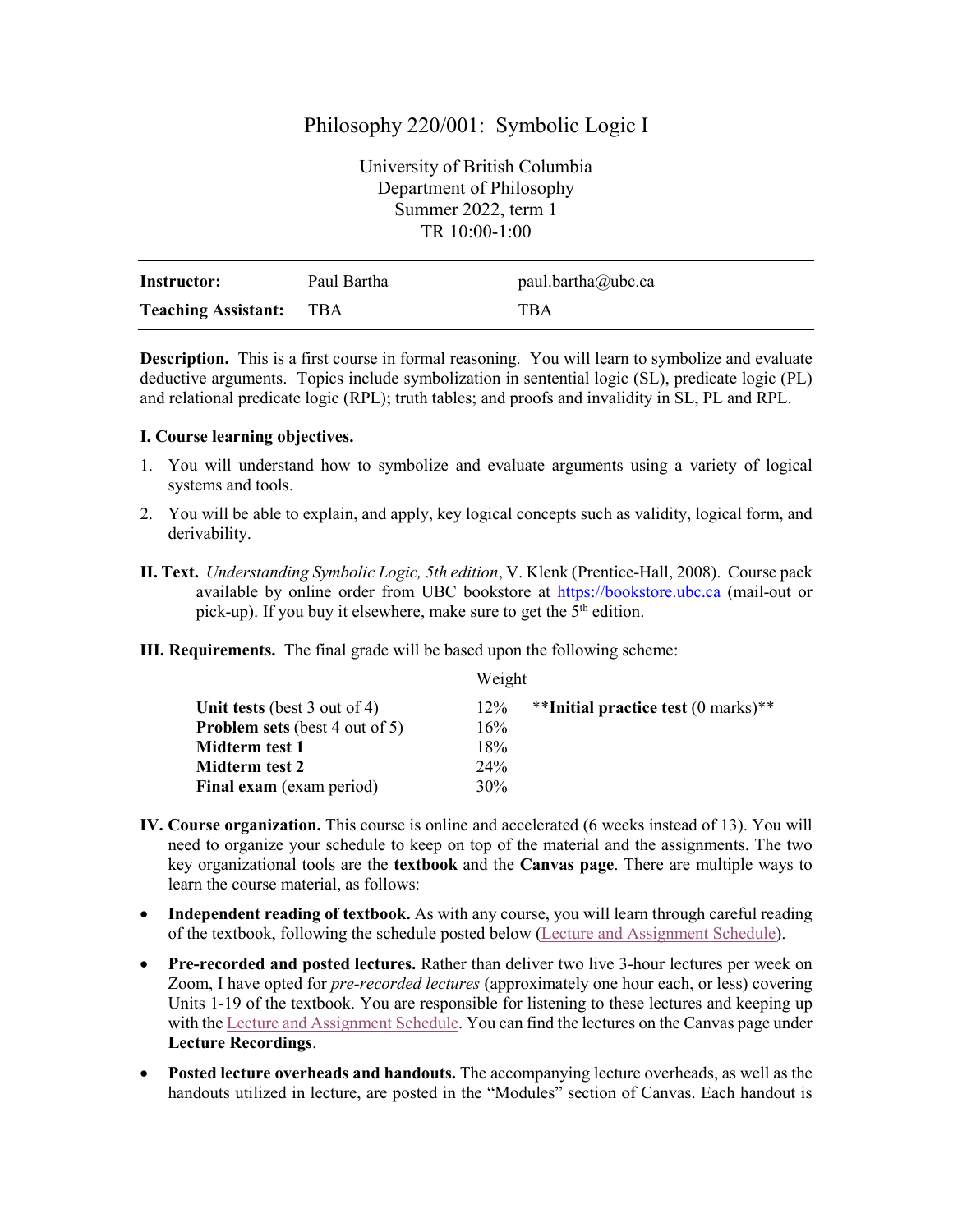# Philosophy 220/001: Symbolic Logic I

University of British Columbia
Department of Philosophy
Summer 2022, term 1
TR 10:00-1:00

| | | |
|---|---|---|
| **Instructor:** | Paul Bartha | paul.bartha@ubc.ca |
| **Teaching Assistant:** | TBA | TBA |

**Description.** This is a first course in formal reasoning. You will learn to symbolize and evaluate deductive arguments. Topics include symbolization in sentential logic (SL), predicate logic (PL) and relational predicate logic (RPL); truth tables; and proofs and invalidity in SL, PL and RPL.

**I. Course learning objectives.**

1. You will understand how to symbolize and evaluate arguments using a variety of logical systems and tools.
2. You will be able to explain, and apply, key logical concepts such as validity, logical form, and derivability.

**II. Text.** *Understanding Symbolic Logic, 5th edition*, V. Klenk (Prentice-Hall, 2008). Course pack available by online order from UBC bookstore at [https://bookstore.ubc.ca](https://bookstore.ubc.ca) (mail-out or pick-up). If you buy it elsewhere, make sure to get the 5th edition.

**III. Requirements.** The final grade will be based upon the following scheme:

| | Weight | |
|---|---|---|
| **Unit tests** (best 3 out of 4) | 12% | ****Initial practice test** (0 marks)** |
| **Problem sets** (best 4 out of 5) | 16% | |
| **Midterm test 1** | 18% | |
| **Midterm test 2** | 24% | |
| **Final exam** (exam period) | 30% | |

**IV. Course organization.** This course is online and accelerated (6 weeks instead of 13). You will need to organize your schedule to keep on top of the material and the assignments. The two key organizational tools are the **textbook** and the **Canvas page**. There are multiple ways to learn the course material, as follows:

- **Independent reading of textbook.** As with any course, you will learn through careful reading of the textbook, following the schedule posted below (Lecture and Assignment Schedule).
- **Pre-recorded and posted lectures.** Rather than deliver two live 3-hour lectures per week on Zoom, I have opted for *pre-recorded lectures* (approximately one hour each, or less) covering Units 1-19 of the textbook. You are responsible for listening to these lectures and keeping up with the Lecture and Assignment Schedule. You can find the lectures on the Canvas page under **Lecture Recordings**.
- **Posted lecture overheads and handouts.** The accompanying lecture overheads, as well as the handouts utilized in lecture, are posted in the "Modules" section of Canvas. Each handout is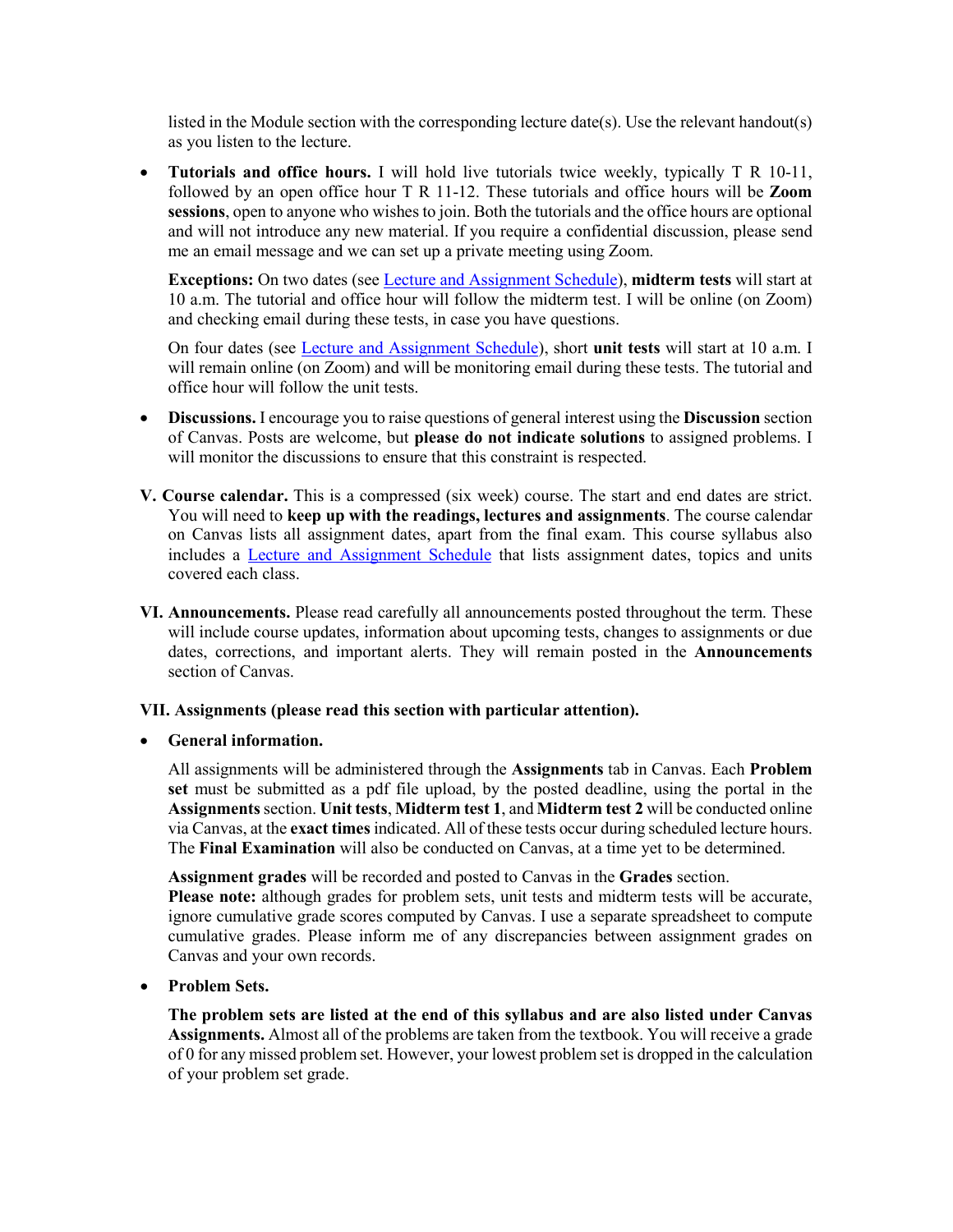listed in the Module section with the corresponding lecture date(s). Use the relevant handout(s) as you listen to the lecture.

- **Tutorials and office hours.** I will hold live tutorials twice weekly, typically T R 10-11, followed by an open office hour T R 11-12. These tutorials and office hours will be **Zoom sessions**, open to anyone who wishes to join. Both the tutorials and the office hours are optional and will not introduce any new material. If you require a confidential discussion, please send me an email message and we can set up a private meeting using Zoom.

  **Exceptions:** On two dates (see Lecture and Assignment Schedule), **midterm tests** will start at 10 a.m. The tutorial and office hour will follow the midterm test. I will be online (on Zoom) and checking email during these tests, in case you have questions.

  On four dates (see Lecture and Assignment Schedule), short **unit tests** will start at 10 a.m. I will remain online (on Zoom) and will be monitoring email during these tests. The tutorial and office hour will follow the unit tests.

- **Discussions.** I encourage you to raise questions of general interest using the **Discussion** section of Canvas. Posts are welcome, but **please do not indicate solutions** to assigned problems. I will monitor the discussions to ensure that this constraint is respected.

**V. Course calendar.** This is a compressed (six week) course. The start and end dates are strict. You will need to **keep up with the readings, lectures and assignments**. The course calendar on Canvas lists all assignment dates, apart from the final exam. This course syllabus also includes a Lecture and Assignment Schedule that lists assignment dates, topics and units covered each class.

**VI. Announcements.** Please read carefully all announcements posted throughout the term. These will include course updates, information about upcoming tests, changes to assignments or due dates, corrections, and important alerts. They will remain posted in the **Announcements** section of Canvas.

**VII. Assignments (please read this section with particular attention).**

- **General information.**

  All assignments will be administered through the **Assignments** tab in Canvas. Each **Problem set** must be submitted as a pdf file upload, by the posted deadline, using the portal in the **Assignments** section. **Unit tests**, **Midterm test 1**, and **Midterm test 2** will be conducted online via Canvas, at the **exact times** indicated. All of these tests occur during scheduled lecture hours. The **Final Examination** will also be conducted on Canvas, at a time yet to be determined.

  **Assignment grades** will be recorded and posted to Canvas in the **Grades** section.
  **Please note:** although grades for problem sets, unit tests and midterm tests will be accurate, ignore cumulative grade scores computed by Canvas. I use a separate spreadsheet to compute cumulative grades. Please inform me of any discrepancies between assignment grades on Canvas and your own records.

- **Problem Sets.**

  **The problem sets are listed at the end of this syllabus and are also listed under Canvas Assignments.** Almost all of the problems are taken from the textbook. You will receive a grade of 0 for any missed problem set. However, your lowest problem set is dropped in the calculation of your problem set grade.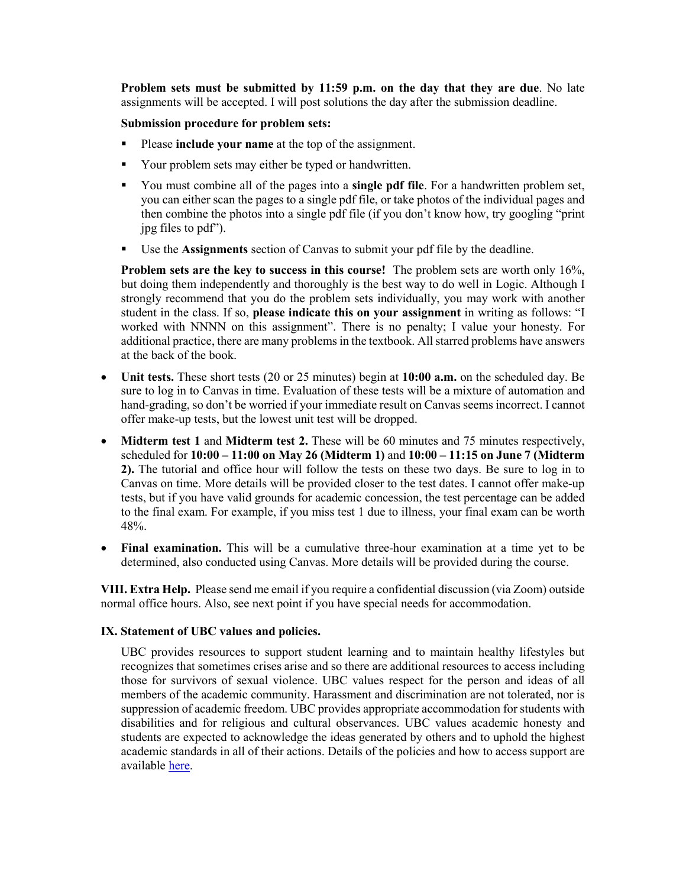**Problem sets must be submitted by 11:59 p.m. on the day that they are due**. No late assignments will be accepted. I will post solutions the day after the submission deadline.

**Submission procedure for problem sets:**

- Please **include your name** at the top of the assignment.
- Your problem sets may either be typed or handwritten.
- You must combine all of the pages into a **single pdf file**. For a handwritten problem set, you can either scan the pages to a single pdf file, or take photos of the individual pages and then combine the photos into a single pdf file (if you don't know how, try googling "print jpg files to pdf").
- Use the **Assignments** section of Canvas to submit your pdf file by the deadline.

**Problem sets are the key to success in this course!** The problem sets are worth only 16%, but doing them independently and thoroughly is the best way to do well in Logic. Although I strongly recommend that you do the problem sets individually, you may work with another student in the class. If so, **please indicate this on your assignment** in writing as follows: "I worked with NNNN on this assignment". There is no penalty; I value your honesty. For additional practice, there are many problems in the textbook. All starred problems have answers at the back of the book.

- **Unit tests.** These short tests (20 or 25 minutes) begin at **10:00 a.m.** on the scheduled day. Be sure to log in to Canvas in time. Evaluation of these tests will be a mixture of automation and hand-grading, so don't be worried if your immediate result on Canvas seems incorrect. I cannot offer make-up tests, but the lowest unit test will be dropped.
- **Midterm test 1** and **Midterm test 2.** These will be 60 minutes and 75 minutes respectively, scheduled for **10:00 – 11:00 on May 26 (Midterm 1)** and **10:00 – 11:15 on June 7 (Midterm 2).** The tutorial and office hour will follow the tests on these two days. Be sure to log in to Canvas on time. More details will be provided closer to the test dates. I cannot offer make-up tests, but if you have valid grounds for academic concession, the test percentage can be added to the final exam. For example, if you miss test 1 due to illness, your final exam can be worth 48%.
- **Final examination.** This will be a cumulative three-hour examination at a time yet to be determined, also conducted using Canvas. More details will be provided during the course.

**VIII. Extra Help.** Please send me email if you require a confidential discussion (via Zoom) outside normal office hours. Also, see next point if you have special needs for accommodation.

**IX. Statement of UBC values and policies.**

UBC provides resources to support student learning and to maintain healthy lifestyles but recognizes that sometimes crises arise and so there are additional resources to access including those for survivors of sexual violence. UBC values respect for the person and ideas of all members of the academic community. Harassment and discrimination are not tolerated, nor is suppression of academic freedom. UBC provides appropriate accommodation for students with disabilities and for religious and cultural observances. UBC values academic honesty and students are expected to acknowledge the ideas generated by others and to uphold the highest academic standards in all of their actions. Details of the policies and how to access support are available here.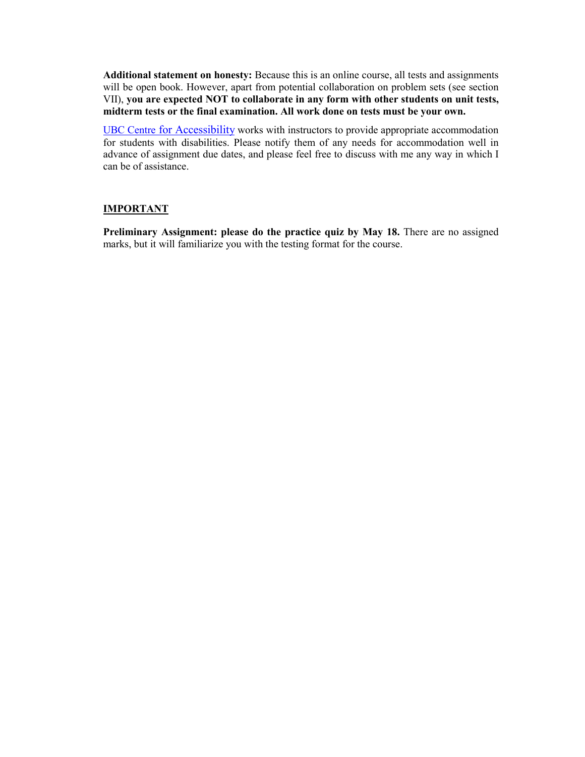**Additional statement on honesty:** Because this is an online course, all tests and assignments will be open book. However, apart from potential collaboration on problem sets (see section VII), **you are expected NOT to collaborate in any form with other students on unit tests, midterm tests or the final examination. All work done on tests must be your own.**

[UBC Centre for Accessibility] works with instructors to provide appropriate accommodation for students with disabilities. Please notify them of any needs for accommodation well in advance of assignment due dates, and please feel free to discuss with me any way in which I can be of assistance.

## IMPORTANT

**Preliminary Assignment: please do the practice quiz by May 18.** There are no assigned marks, but it will familiarize you with the testing format for the course.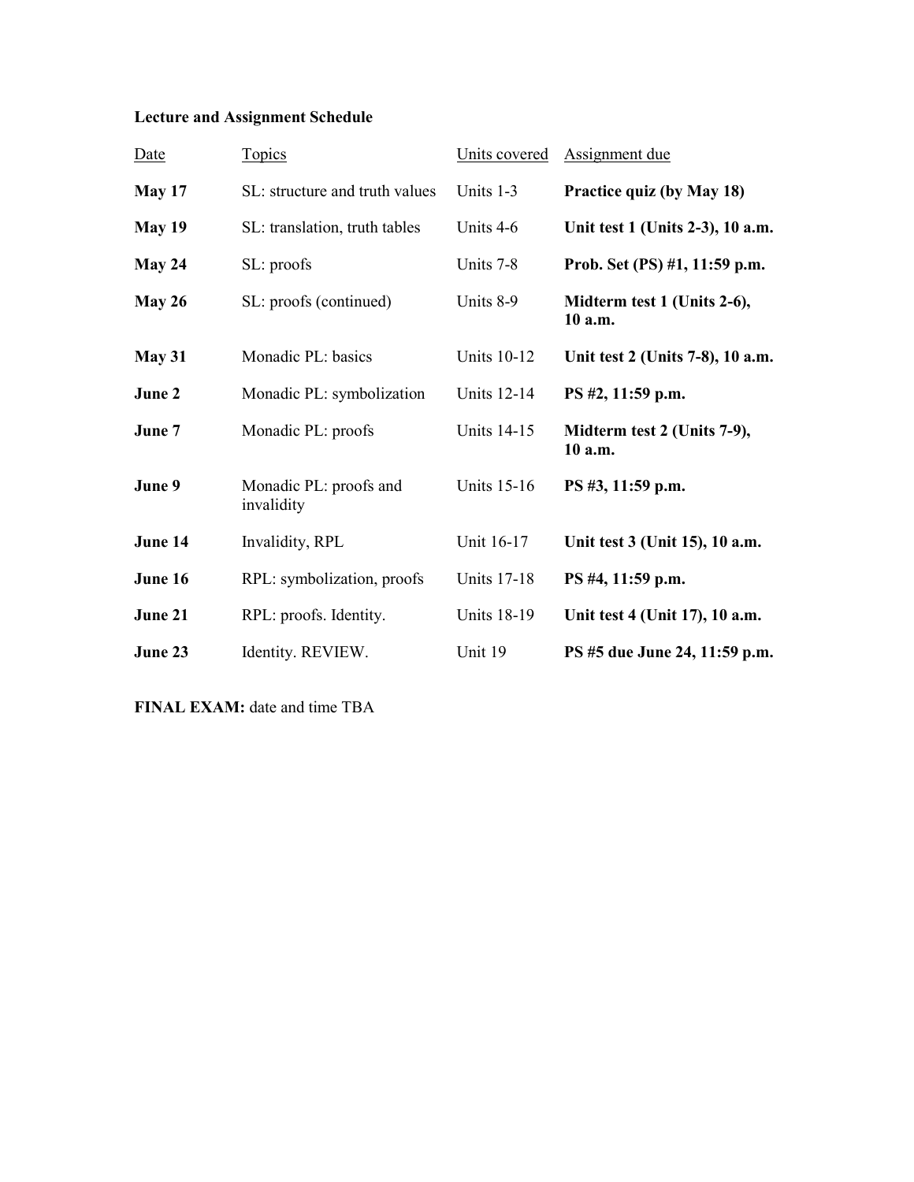**Lecture and Assignment Schedule**

| Date | Topics | Units covered | Assignment due |
|---|---|---|---|
| **May 17** | SL: structure and truth values | Units 1-3 | **Practice quiz (by May 18)** |
| **May 19** | SL: translation, truth tables | Units 4-6 | **Unit test 1 (Units 2-3), 10 a.m.** |
| **May 24** | SL: proofs | Units 7-8 | **Prob. Set (PS) #1, 11:59 p.m.** |
| **May 26** | SL: proofs (continued) | Units 8-9 | **Midterm test 1 (Units 2-6), 10 a.m.** |
| **May 31** | Monadic PL: basics | Units 10-12 | **Unit test 2 (Units 7-8), 10 a.m.** |
| **June 2** | Monadic PL: symbolization | Units 12-14 | **PS #2, 11:59 p.m.** |
| **June 7** | Monadic PL: proofs | Units 14-15 | **Midterm test 2 (Units 7-9), 10 a.m.** |
| **June 9** | Monadic PL: proofs and invalidity | Units 15-16 | **PS #3, 11:59 p.m.** |
| **June 14** | Invalidity, RPL | Unit 16-17 | **Unit test 3 (Unit 15), 10 a.m.** |
| **June 16** | RPL: symbolization, proofs | Units 17-18 | **PS #4, 11:59 p.m.** |
| **June 21** | RPL: proofs. Identity. | Units 18-19 | **Unit test 4 (Unit 17), 10 a.m.** |
| **June 23** | Identity. REVIEW. | Unit 19 | **PS #5 due June 24, 11:59 p.m.** |

**FINAL EXAM:** date and time TBA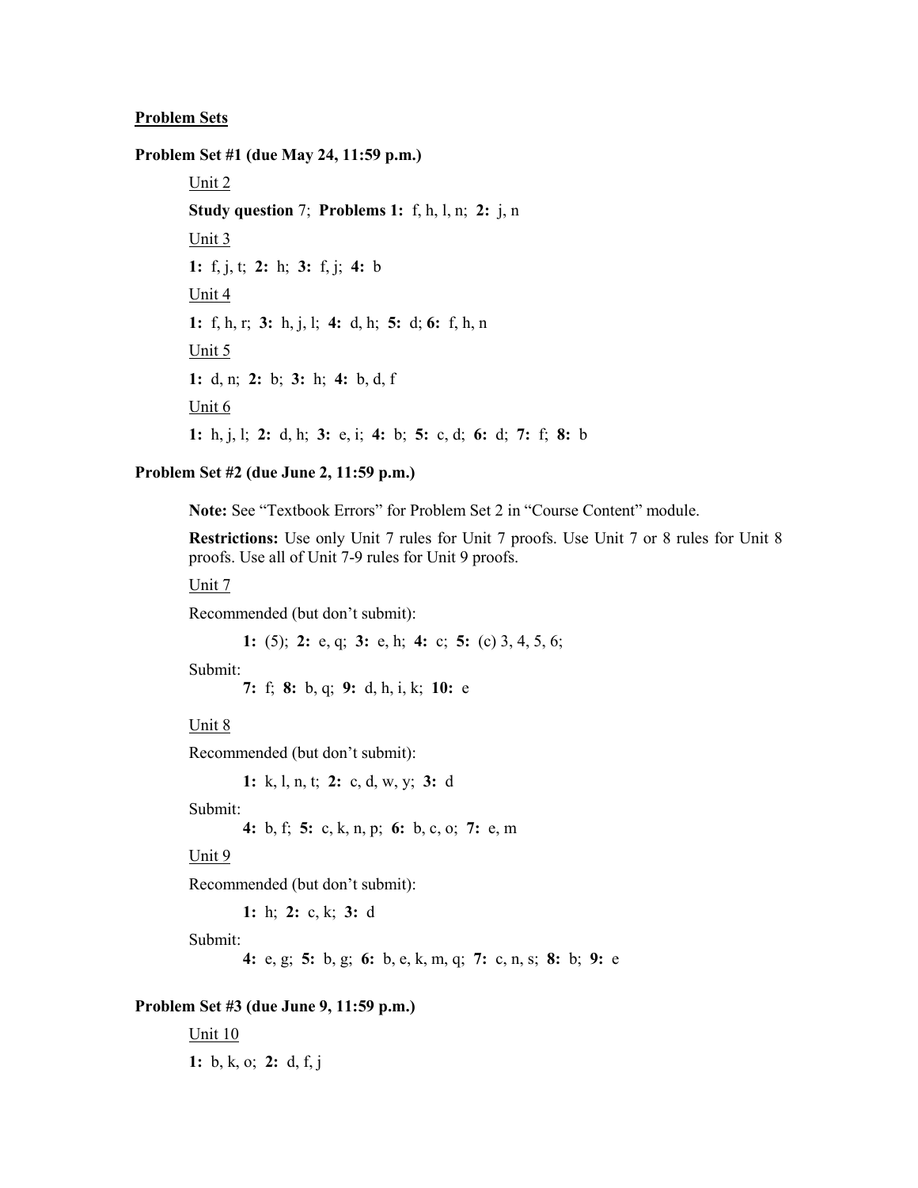## Problem Sets

### Problem Set #1 (due May 24, 11:59 p.m.)

Unit 2

**Study question** 7; **Problems 1:** f, h, l, n; **2:** j, n

Unit 3

**1:** f, j, t; **2:** h; **3:** f, j; **4:** b

Unit 4

**1:** f, h, r; **3:** h, j, l; **4:** d, h; **5:** d; **6:** f, h, n

Unit 5

**1:** d, n; **2:** b; **3:** h; **4:** b, d, f

Unit 6

**1:** h, j, l; **2:** d, h; **3:** e, i; **4:** b; **5:** c, d; **6:** d; **7:** f; **8:** b

### Problem Set #2 (due June 2, 11:59 p.m.)

**Note:** See "Textbook Errors" for Problem Set 2 in "Course Content" module.

**Restrictions:** Use only Unit 7 rules for Unit 7 proofs. Use Unit 7 or 8 rules for Unit 8 proofs. Use all of Unit 7-9 rules for Unit 9 proofs.

Unit 7

Recommended (but don't submit):

**1:** (5); **2:** e, q; **3:** e, h; **4:** c; **5:** (c) 3, 4, 5, 6;

Submit:

**7:** f; **8:** b, q; **9:** d, h, i, k; **10:** e

Unit 8

Recommended (but don't submit):

**1:** k, l, n, t; **2:** c, d, w, y; **3:** d

Submit:

**4:** b, f; **5:** c, k, n, p; **6:** b, c, o; **7:** e, m

Unit 9

Recommended (but don't submit):

**1:** h; **2:** c, k; **3:** d

Submit:

**4:** e, g; **5:** b, g; **6:** b, e, k, m, q; **7:** c, n, s; **8:** b; **9:** e

### Problem Set #3 (due June 9, 11:59 p.m.)

Unit 10

**1:** b, k, o; **2:** d, f, j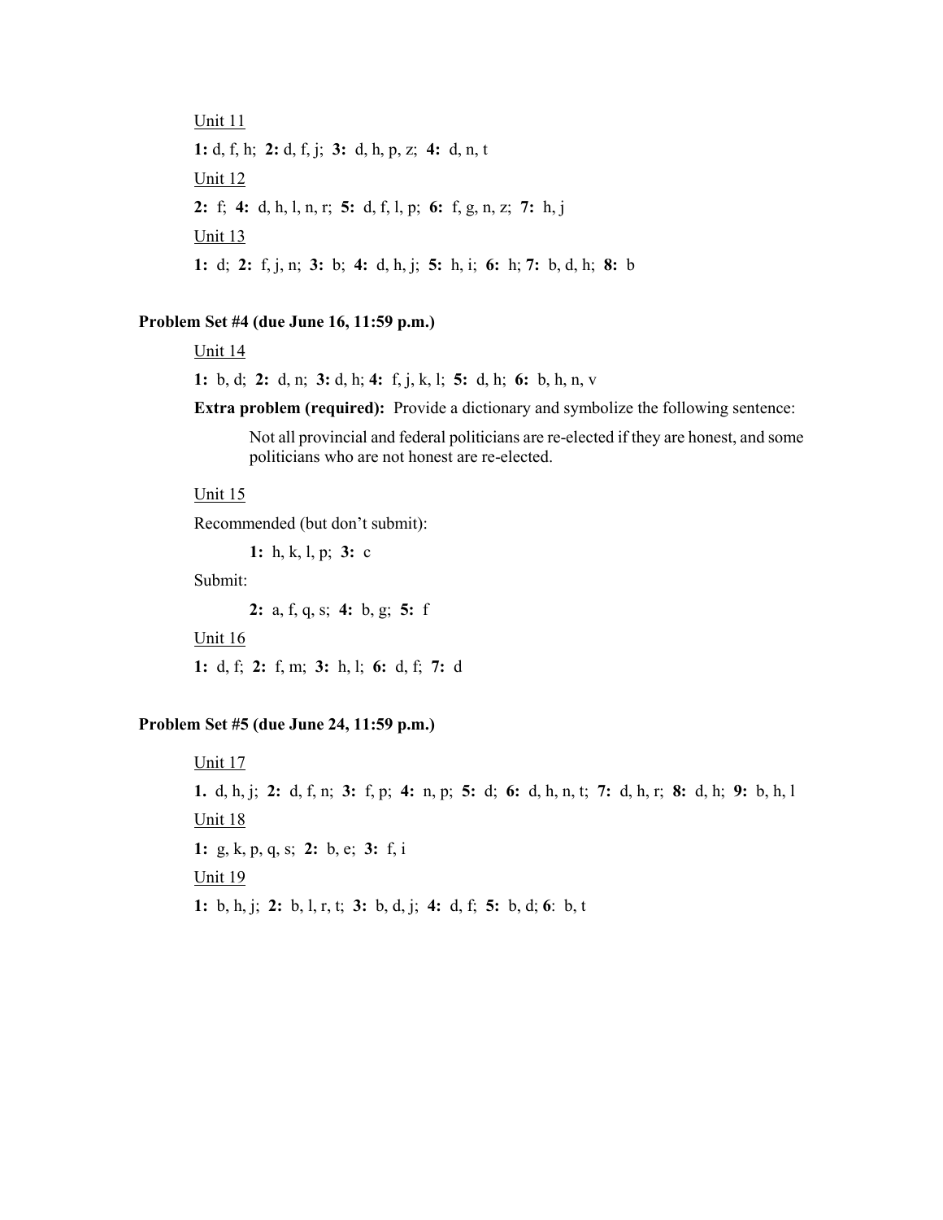<u>Unit 11</u>

**1:** d, f, h; **2:** d, f, j; **3:** d, h, p, z; **4:** d, n, t

<u>Unit 12</u>

**2:** f; **4:** d, h, l, n, r; **5:** d, f, l, p; **6:** f, g, n, z; **7:** h, j

<u>Unit 13</u>

**1:** d; **2:** f, j, n; **3:** b; **4:** d, h, j; **5:** h, i; **6:** h; **7:** b, d, h; **8:** b

### Problem Set #4 (due June 16, 11:59 p.m.)

<u>Unit 14</u>

**1:** b, d; **2:** d, n; **3:** d, h; **4:** f, j, k, l; **5:** d, h; **6:** b, h, n, v

**Extra problem (required):** Provide a dictionary and symbolize the following sentence:

> Not all provincial and federal politicians are re-elected if they are honest, and some politicians who are not honest are re-elected.

<u>Unit 15</u>

Recommended (but don't submit):

> **1:** h, k, l, p; **3:** c

Submit:

> **2:** a, f, q, s; **4:** b, g; **5:** f

<u>Unit 16</u>

**1:** d, f; **2:** f, m; **3:** h, l; **6:** d, f; **7:** d

### Problem Set #5 (due June 24, 11:59 p.m.)

<u>Unit 17</u>

**1.** d, h, j; **2:** d, f, n; **3:** f, p; **4:** n, p; **5:** d; **6:** d, h, n, t; **7:** d, h, r; **8:** d, h; **9:** b, h, l

<u>Unit 18</u>

**1:** g, k, p, q, s; **2:** b, e; **3:** f, i

<u>Unit 19</u>

**1:** b, h, j; **2:** b, l, r, t; **3:** b, d, j; **4:** d, f; **5:** b, d; **6**: b, t